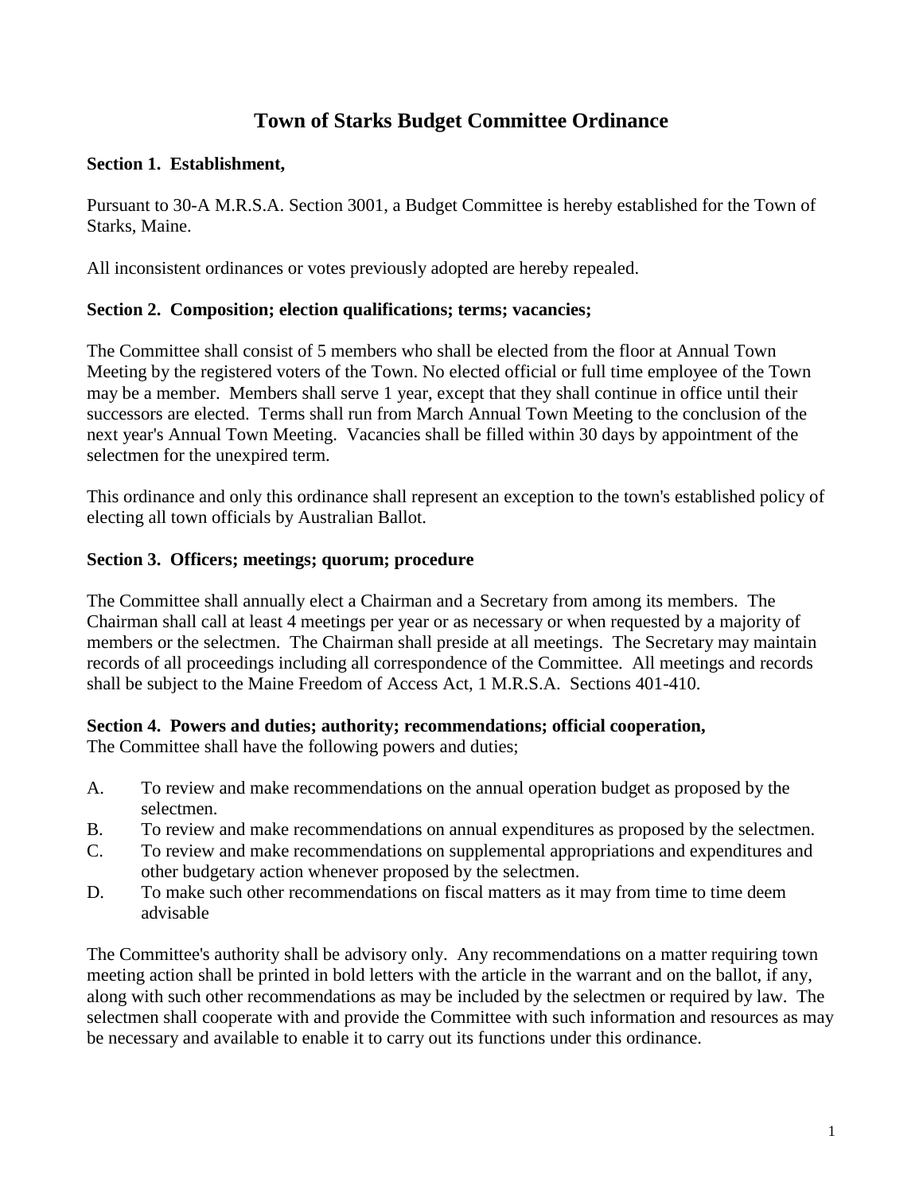# Town of Starks Budget Committee Ordinance

### Section 1. Establishment,

Pursuant to 30-A M.R.S.A. Section 3001, a Budget Committee is hereby established for the Town of Starks, Maine.

All inconsistent ordinances or votes previously adopted are hereby repealed.

### Section 2. Composition; election qualifications; terms; vacancies;

The Committee shall consist of 5 members who shall be elected from the floor at Annual Town Meeting by the registered voters of the Town. No elected official or full time employee of the Town may be a member. Members shall serve 1 year, except that they shall continue in office until their successors are elected. Terms shall run from March Annual Town Meeting to the conclusion of the next year's Annual Town Meeting. Vacancies shall be filled within 30 days by appointment of the selectmen for the unexpired term.

This ordinance and only this ordinance shall represent an exception to the town's established policy of electing all town officials by Australian Ballot.

### Section 3. Officers; meetings; quorum; procedure

The Committee shall annually elect a Chairman and a Secretary from among its members. The Chairman shall call at least 4 meetings per year or as necessary or when requested by a majority of members or the selectmen. The Chairman shall preside at all meetings. The Secretary may maintain records of all proceedings including all correspondence of the Committee. All meetings and records shall be subject to the Maine Freedom of Access Act, 1 M.R.S.A. Sections 401-410.

### Section 4. Powers and duties; authority; recommendations; official cooperation,

The Committee shall have the following powers and duties;

A. To review and make recommendations on the annual operation budget as proposed by the selectmen.
B. To review and make recommendations on annual expenditures as proposed by the selectmen.
C. To review and make recommendations on supplemental appropriations and expenditures and other budgetary action whenever proposed by the selectmen.
D. To make such other recommendations on fiscal matters as it may from time to time deem advisable

The Committee's authority shall be advisory only. Any recommendations on a matter requiring town meeting action shall be printed in bold letters with the article in the warrant and on the ballot, if any, along with such other recommendations as may be included by the selectmen or required by law. The selectmen shall cooperate with and provide the Committee with such information and resources as may be necessary and available to enable it to carry out its functions under this ordinance.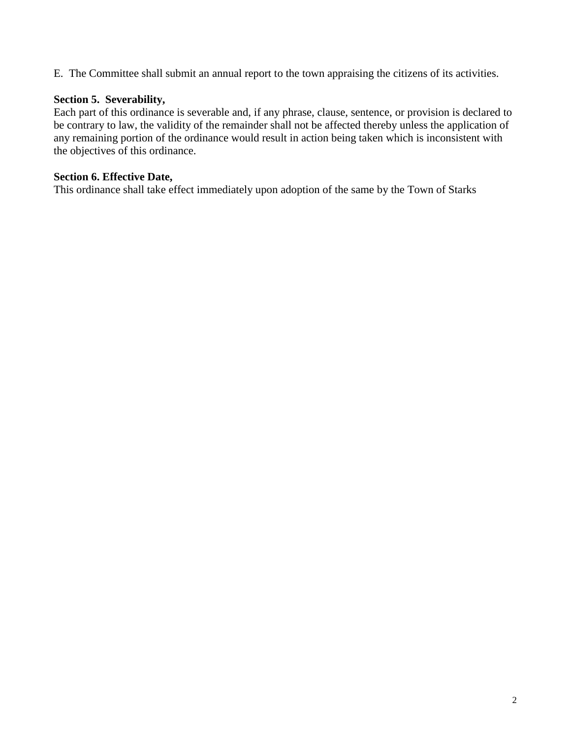E. The Committee shall submit an annual report to the town appraising the citizens of its activities.

**Section 5. Severability,**

Each part of this ordinance is severable and, if any phrase, clause, sentence, or provision is declared to be contrary to law, the validity of the remainder shall not be affected thereby unless the application of any remaining portion of the ordinance would result in action being taken which is inconsistent with the objectives of this ordinance.

**Section 6. Effective Date,**

This ordinance shall take effect immediately upon adoption of the same by the Town of Starks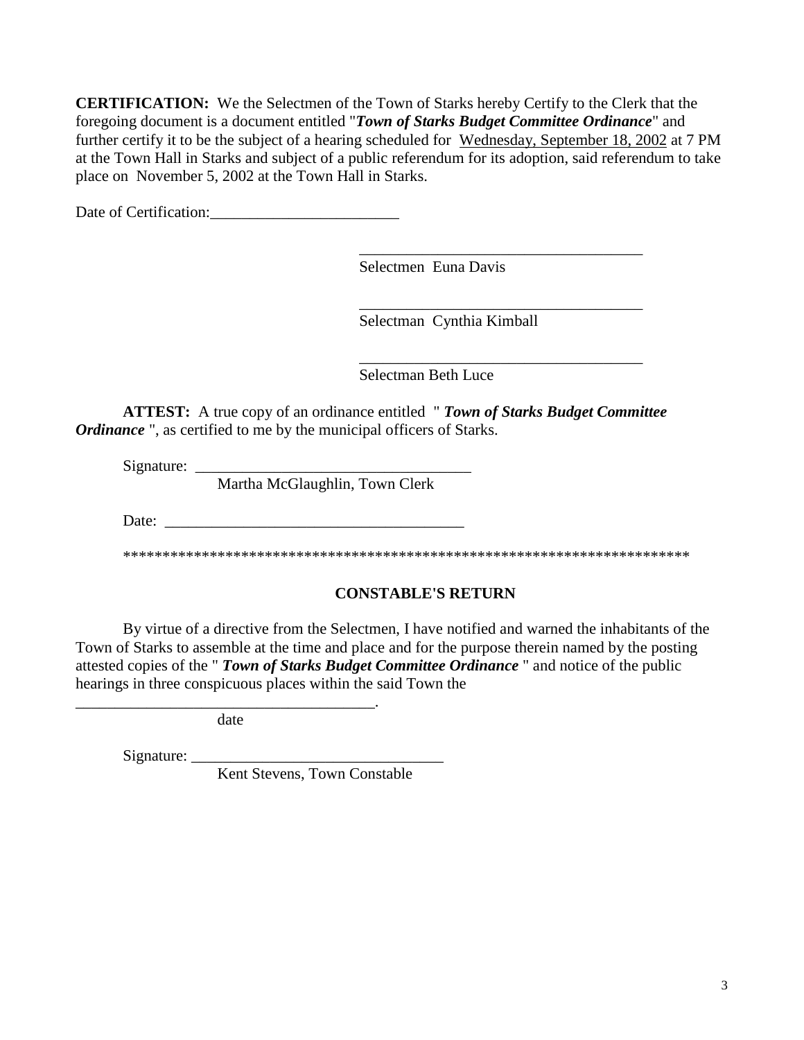**CERTIFICATION:** We the Selectmen of the Town of Starks hereby Certify to the Clerk that the foregoing document is a document entitled "***Town of Starks Budget Committee Ordinance***" and further certify it to be the subject of a hearing scheduled for Wednesday, September 18, 2002 at 7 PM at the Town Hall in Starks and subject of a public referendum for its adoption, said referendum to take place on November 5, 2002 at the Town Hall in Starks.

Date of Certification:________________________

_____________________________________
Selectmen Euna Davis

_____________________________________
Selectman Cynthia Kimball

_____________________________________
Selectman Beth Luce

**ATTEST:** A true copy of an ordinance entitled " ***Town of Starks Budget Committee Ordinance*** ", as certified to me by the municipal officers of Starks.

Signature: ___________________________________
Martha McGlaughlin, Town Clerk

Date: _____________________________________

*************************************************************************

**CONSTABLE'S RETURN**

By virtue of a directive from the Selectmen, I have notified and warned the inhabitants of the Town of Starks to assemble at the time and place and for the purpose therein named by the posting attested copies of the " ***Town of Starks Budget Committee Ordinance*** " and notice of the public hearings in three conspicuous places within the said Town the

_______________________________________.
date

Signature: _______________________________
Kent Stevens, Town Constable